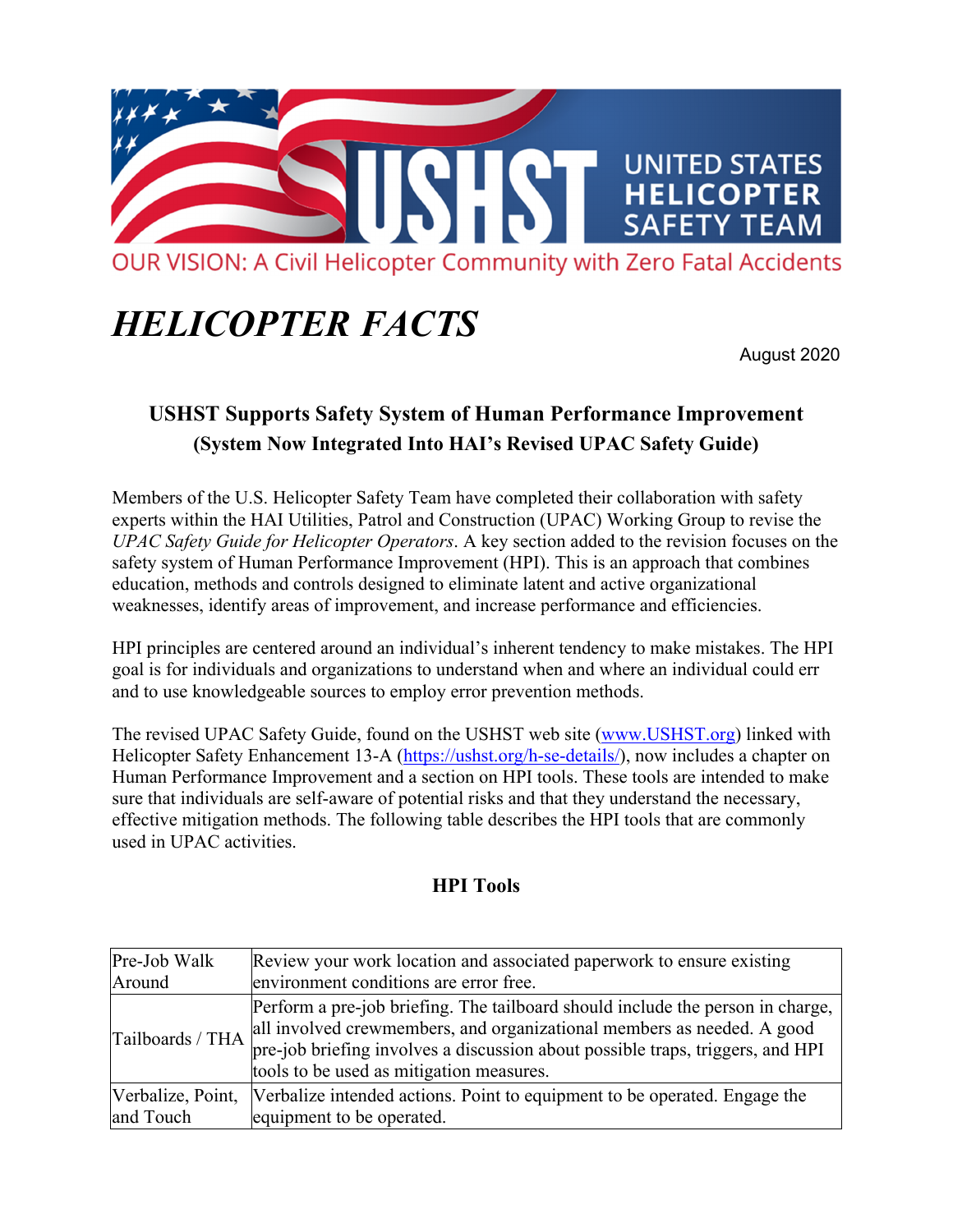UNITED STATES HELICOPTER SAFETY TEAM

OUR VISION: A Civil Helicopter Community with Zero Fatal Accidents

# *HELICOPTER FACTS*

August 2020

## USHST Supports Safety System of Human Performance Improvement
### (System Now Integrated Into HAI's Revised UPAC Safety Guide)

Members of the U.S. Helicopter Safety Team have completed their collaboration with safety experts within the HAI Utilities, Patrol and Construction (UPAC) Working Group to revise the *UPAC Safety Guide for Helicopter Operators*. A key section added to the revision focuses on the safety system of Human Performance Improvement (HPI). This is an approach that combines education, methods and controls designed to eliminate latent and active organizational weaknesses, identify areas of improvement, and increase performance and efficiencies.

HPI principles are centered around an individual's inherent tendency to make mistakes. The HPI goal is for individuals and organizations to understand when and where an individual could err and to use knowledgeable sources to employ error prevention methods.

The revised UPAC Safety Guide, found on the USHST web site (www.USHST.org) linked with Helicopter Safety Enhancement 13-A (https://ushst.org/h-se-details/), now includes a chapter on Human Performance Improvement and a section on HPI tools. These tools are intended to make sure that individuals are self-aware of potential risks and that they understand the necessary, effective mitigation methods. The following table describes the HPI tools that are commonly used in UPAC activities.

### HPI Tools

| | |
|---|---|
| Pre-Job Walk Around | Review your work location and associated paperwork to ensure existing environment conditions are error free. |
| Tailboards / THA | Perform a pre-job briefing. The tailboard should include the person in charge, all involved crewmembers, and organizational members as needed. A good pre-job briefing involves a discussion about possible traps, triggers, and HPI tools to be used as mitigation measures. |
| Verbalize, Point, and Touch | Verbalize intended actions. Point to equipment to be operated. Engage the equipment to be operated. |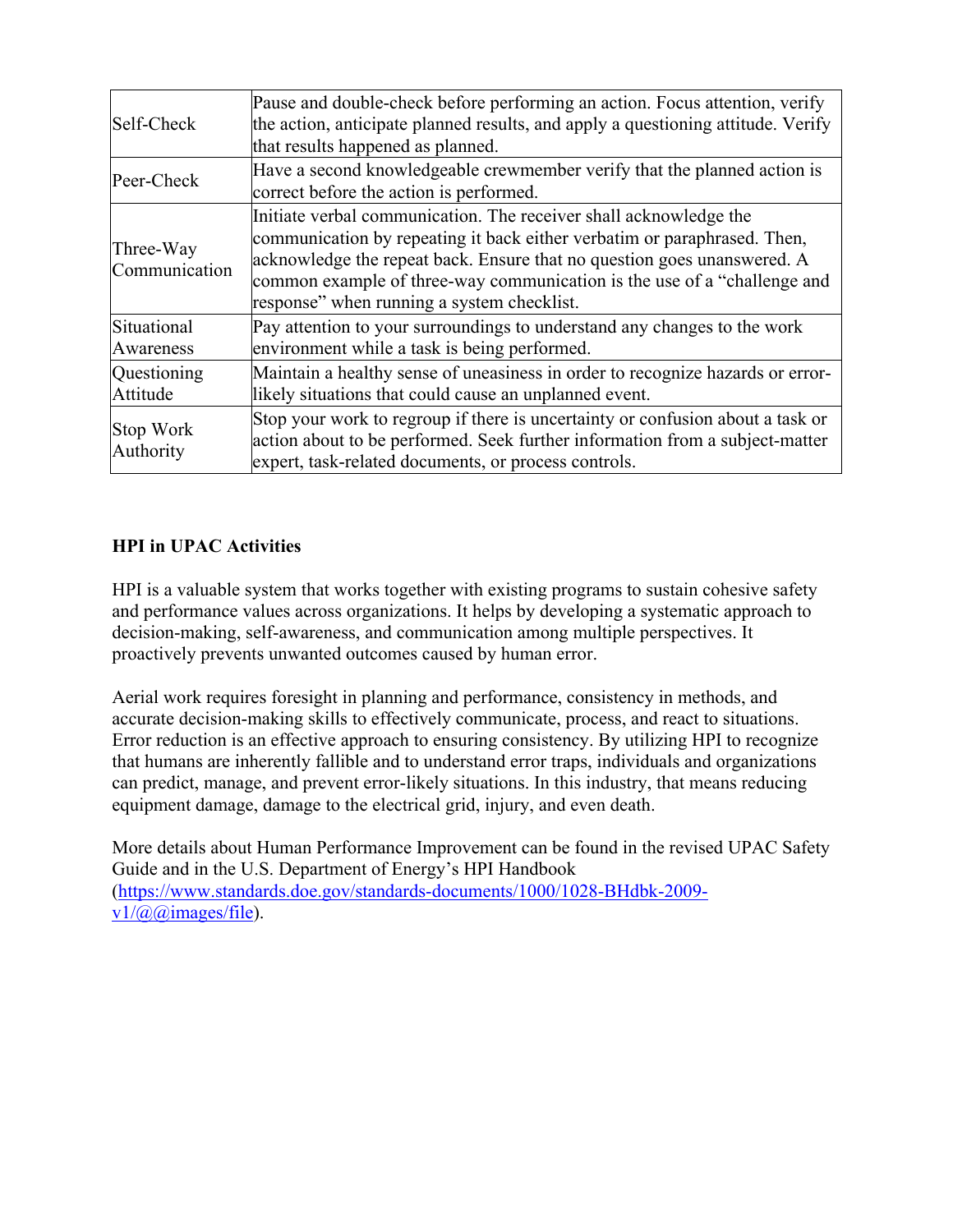| | |
|---|---|
| Self-Check | Pause and double-check before performing an action. Focus attention, verify the action, anticipate planned results, and apply a questioning attitude. Verify that results happened as planned. |
| Peer-Check | Have a second knowledgeable crewmember verify that the planned action is correct before the action is performed. |
| Three-Way Communication | Initiate verbal communication. The receiver shall acknowledge the communication by repeating it back either verbatim or paraphrased. Then, acknowledge the repeat back. Ensure that no question goes unanswered. A common example of three-way communication is the use of a "challenge and response" when running a system checklist. |
| Situational Awareness | Pay attention to your surroundings to understand any changes to the work environment while a task is being performed. |
| Questioning Attitude | Maintain a healthy sense of uneasiness in order to recognize hazards or error-likely situations that could cause an unplanned event. |
| Stop Work Authority | Stop your work to regroup if there is uncertainty or confusion about a task or action about to be performed. Seek further information from a subject-matter expert, task-related documents, or process controls. |

**HPI in UPAC Activities**

HPI is a valuable system that works together with existing programs to sustain cohesive safety and performance values across organizations. It helps by developing a systematic approach to decision-making, self-awareness, and communication among multiple perspectives. It proactively prevents unwanted outcomes caused by human error.

Aerial work requires foresight in planning and performance, consistency in methods, and accurate decision-making skills to effectively communicate, process, and react to situations. Error reduction is an effective approach to ensuring consistency. By utilizing HPI to recognize that humans are inherently fallible and to understand error traps, individuals and organizations can predict, manage, and prevent error-likely situations. In this industry, that means reducing equipment damage, damage to the electrical grid, injury, and even death.

More details about Human Performance Improvement can be found in the revised UPAC Safety Guide and in the U.S. Department of Energy's HPI Handbook (https://www.standards.doe.gov/standards-documents/1000/1028-BHdbk-2009-v1/@@images/file).